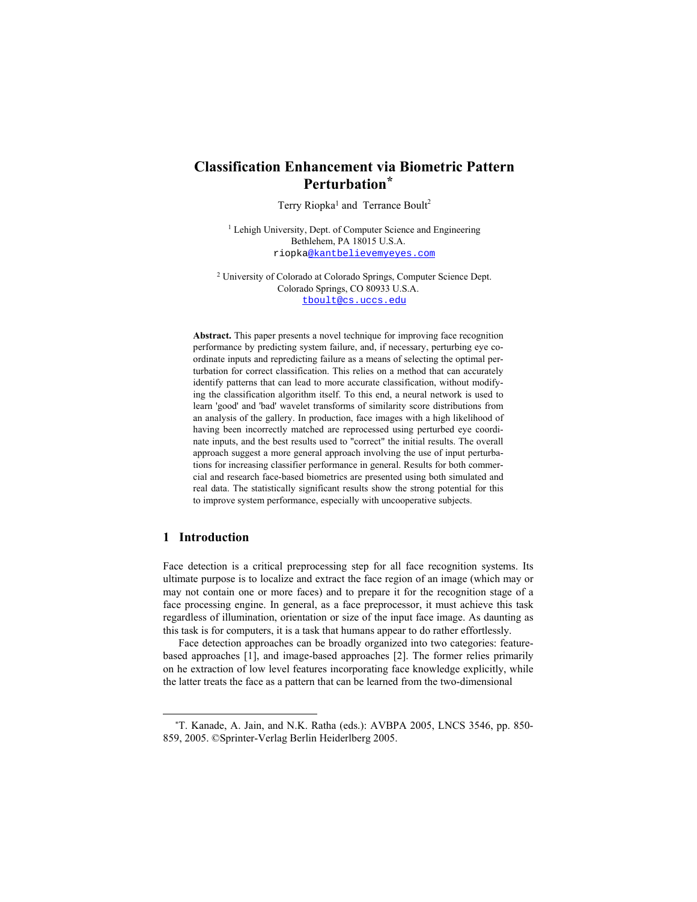# Classification Enhancement via Biometric Pattern Perturbation*

Terry Riopka[1] and Terrance Boult[2]

[1] Lehigh University, Dept. of Computer Science and Engineering
Bethlehem, PA 18015 U.S.A.
riopka@kantbelievemyeyes.com

[2] University of Colorado at Colorado Springs, Computer Science Dept.
Colorado Springs, CO 80933 U.S.A.
tboult@cs.uccs.edu

**Abstract.** This paper presents a novel technique for improving face recognition performance by predicting system failure, and, if necessary, perturbing eye coordinate inputs and repredicting failure as a means of selecting the optimal perturbation for correct classification. This relies on a method that can accurately identify patterns that can lead to more accurate classification, without modifying the classification algorithm itself. To this end, a neural network is used to learn 'good' and 'bad' wavelet transforms of similarity score distributions from an analysis of the gallery. In production, face images with a high likelihood of having been incorrectly matched are reprocessed using perturbed eye coordinate inputs, and the best results used to "correct" the initial results. The overall approach suggest a more general approach involving the use of input perturbations for increasing classifier performance in general. Results for both commercial and research face-based biometrics are presented using both simulated and real data. The statistically significant results show the strong potential for this to improve system performance, especially with uncooperative subjects.

## 1 Introduction

Face detection is a critical preprocessing step for all face recognition systems. Its ultimate purpose is to localize and extract the face region of an image (which may or may not contain one or more faces) and to prepare it for the recognition stage of a face processing engine. In general, as a face preprocessor, it must achieve this task regardless of illumination, orientation or size of the input face image. As daunting as this task is for computers, it is a task that humans appear to do rather effortlessly.

Face detection approaches can be broadly organized into two categories: feature-based approaches [1], and image-based approaches [2]. The former relies primarily on he extraction of low level features incorporating face knowledge explicitly, while the latter treats the face as a pattern that can be learned from the two-dimensional

---

*T. Kanade, A. Jain, and N.K. Ratha (eds.): AVBPA 2005, LNCS 3546, pp. 850-859, 2005. ©Sprinter-Verlag Berlin Heiderlberg 2005.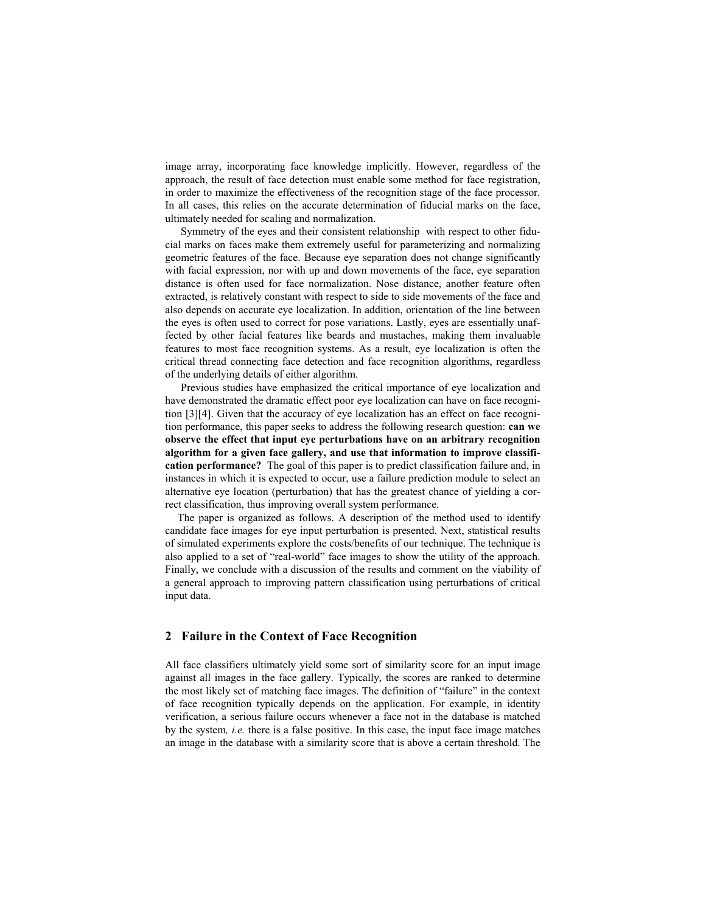image array, incorporating face knowledge implicitly. However, regardless of the approach, the result of face detection must enable some method for face registration, in order to maximize the effectiveness of the recognition stage of the face processor. In all cases, this relies on the accurate determination of fiducial marks on the face, ultimately needed for scaling and normalization.

Symmetry of the eyes and their consistent relationship with respect to other fiducial marks on faces make them extremely useful for parameterizing and normalizing geometric features of the face. Because eye separation does not change significantly with facial expression, nor with up and down movements of the face, eye separation distance is often used for face normalization. Nose distance, another feature often extracted, is relatively constant with respect to side to side movements of the face and also depends on accurate eye localization. In addition, orientation of the line between the eyes is often used to correct for pose variations. Lastly, eyes are essentially unaffected by other facial features like beards and mustaches, making them invaluable features to most face recognition systems. As a result, eye localization is often the critical thread connecting face detection and face recognition algorithms, regardless of the underlying details of either algorithm.

Previous studies have emphasized the critical importance of eye localization and have demonstrated the dramatic effect poor eye localization can have on face recognition [3][4]. Given that the accuracy of eye localization has an effect on face recognition performance, this paper seeks to address the following research question: **can we observe the effect that input eye perturbations have on an arbitrary recognition algorithm for a given face gallery, and use that information to improve classification performance?** The goal of this paper is to predict classification failure and, in instances in which it is expected to occur, use a failure prediction module to select an alternative eye location (perturbation) that has the greatest chance of yielding a correct classification, thus improving overall system performance.

The paper is organized as follows. A description of the method used to identify candidate face images for eye input perturbation is presented. Next, statistical results of simulated experiments explore the costs/benefits of our technique. The technique is also applied to a set of "real-world" face images to show the utility of the approach. Finally, we conclude with a discussion of the results and comment on the viability of a general approach to improving pattern classification using perturbations of critical input data.

## 2 Failure in the Context of Face Recognition

All face classifiers ultimately yield some sort of similarity score for an input image against all images in the face gallery. Typically, the scores are ranked to determine the most likely set of matching face images. The definition of "failure" in the context of face recognition typically depends on the application. For example, in identity verification, a serious failure occurs whenever a face not in the database is matched by the system*, i.e.* there is a false positive. In this case, the input face image matches an image in the database with a similarity score that is above a certain threshold. The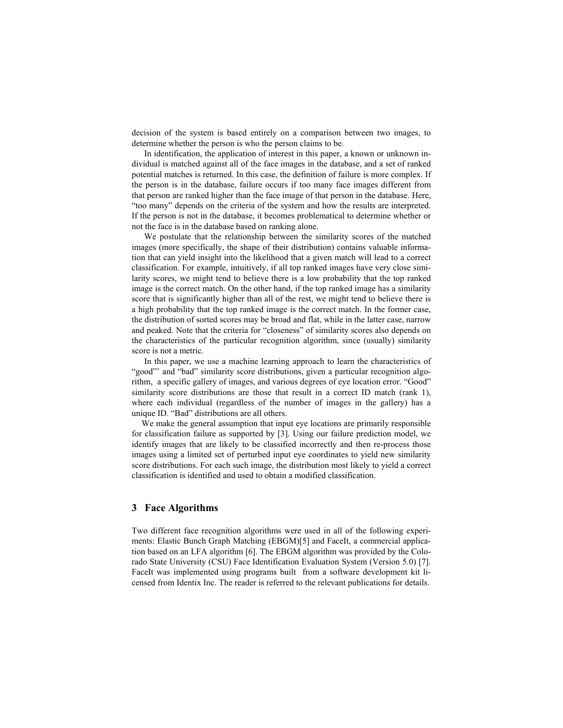decision of the system is based entirely on a comparison between two images, to determine whether the person is who the person claims to be.

In identification, the application of interest in this paper, a known or unknown individual is matched against all of the face images in the database, and a set of ranked potential matches is returned. In this case, the definition of failure is more complex. If the person is in the database, failure occurs if too many face images different from that person are ranked higher than the face image of that person in the database. Here, "too many" depends on the criteria of the system and how the results are interpreted. If the person is not in the database, it becomes problematical to determine whether or not the face is in the database based on ranking alone.

We postulate that the relationship between the similarity scores of the matched images (more specifically, the shape of their distribution) contains valuable information that can yield insight into the likelihood that a given match will lead to a correct classification. For example, intuitively, if all top ranked images have very close similarity scores, we might tend to believe there is a low probability that the top ranked image is the correct match. On the other hand, if the top ranked image has a similarity score that is significantly higher than all of the rest, we might tend to believe there is a high probability that the top ranked image is the correct match. In the former case, the distribution of sorted scores may be broad and flat, while in the latter case, narrow and peaked. Note that the criteria for "closeness" of similarity scores also depends on the characteristics of the particular recognition algorithm, since (usually) similarity score is not a metric.

In this paper, we use a machine learning approach to learn the characteristics of "good"' and "bad" similarity score distributions, given a particular recognition algorithm, a specific gallery of images, and various degrees of eye location error. "Good" similarity score distributions are those that result in a correct ID match (rank 1), where each individual (regardless of the number of images in the gallery) has a unique ID. "Bad" distributions are all others.

We make the general assumption that input eye locations are primarily responsible for classification failure as supported by [3]. Using our failure prediction model, we identify images that are likely to be classified incorrectly and then re-process those images using a limited set of perturbed input eye coordinates to yield new similarity score distributions. For each such image, the distribution most likely to yield a correct classification is identified and used to obtain a modified classification.

## 3 Face Algorithms

Two different face recognition algorithms were used in all of the following experiments: Elastic Bunch Graph Matching (EBGM)[5] and FaceIt, a commercial application based on an LFA algorithm [6]. The EBGM algorithm was provided by the Colorado State University (CSU) Face Identification Evaluation System (Version 5.0) [7]. FaceIt was implemented using programs built from a software development kit licensed from Identix Inc. The reader is referred to the relevant publications for details.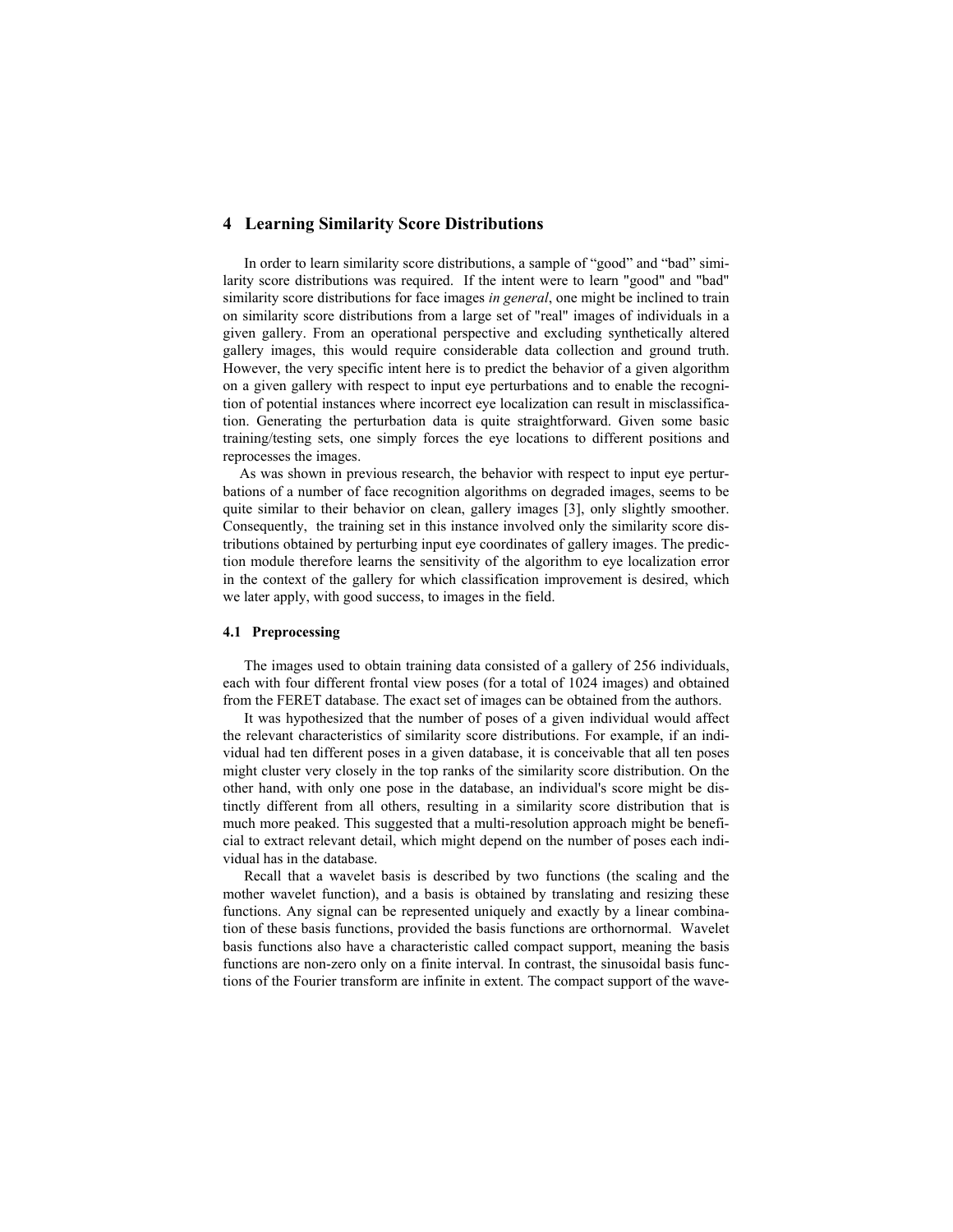## 4 Learning Similarity Score Distributions

In order to learn similarity score distributions, a sample of "good" and "bad" similarity score distributions was required. If the intent were to learn "good" and "bad" similarity score distributions for face images *in general*, one might be inclined to train on similarity score distributions from a large set of "real" images of individuals in a given gallery. From an operational perspective and excluding synthetically altered gallery images, this would require considerable data collection and ground truth. However, the very specific intent here is to predict the behavior of a given algorithm on a given gallery with respect to input eye perturbations and to enable the recognition of potential instances where incorrect eye localization can result in misclassification. Generating the perturbation data is quite straightforward. Given some basic training/testing sets, one simply forces the eye locations to different positions and reprocesses the images.

As was shown in previous research, the behavior with respect to input eye perturbations of a number of face recognition algorithms on degraded images, seems to be quite similar to their behavior on clean, gallery images [3], only slightly smoother. Consequently, the training set in this instance involved only the similarity score distributions obtained by perturbing input eye coordinates of gallery images. The prediction module therefore learns the sensitivity of the algorithm to eye localization error in the context of the gallery for which classification improvement is desired, which we later apply, with good success, to images in the field.

### 4.1 Preprocessing

The images used to obtain training data consisted of a gallery of 256 individuals, each with four different frontal view poses (for a total of 1024 images) and obtained from the FERET database. The exact set of images can be obtained from the authors.

It was hypothesized that the number of poses of a given individual would affect the relevant characteristics of similarity score distributions. For example, if an individual had ten different poses in a given database, it is conceivable that all ten poses might cluster very closely in the top ranks of the similarity score distribution. On the other hand, with only one pose in the database, an individual's score might be distinctly different from all others, resulting in a similarity score distribution that is much more peaked. This suggested that a multi-resolution approach might be beneficial to extract relevant detail, which might depend on the number of poses each individual has in the database.

Recall that a wavelet basis is described by two functions (the scaling and the mother wavelet function), and a basis is obtained by translating and resizing these functions. Any signal can be represented uniquely and exactly by a linear combination of these basis functions, provided the basis functions are orthornormal. Wavelet basis functions also have a characteristic called compact support, meaning the basis functions are non-zero only on a finite interval. In contrast, the sinusoidal basis functions of the Fourier transform are infinite in extent. The compact support of the wave-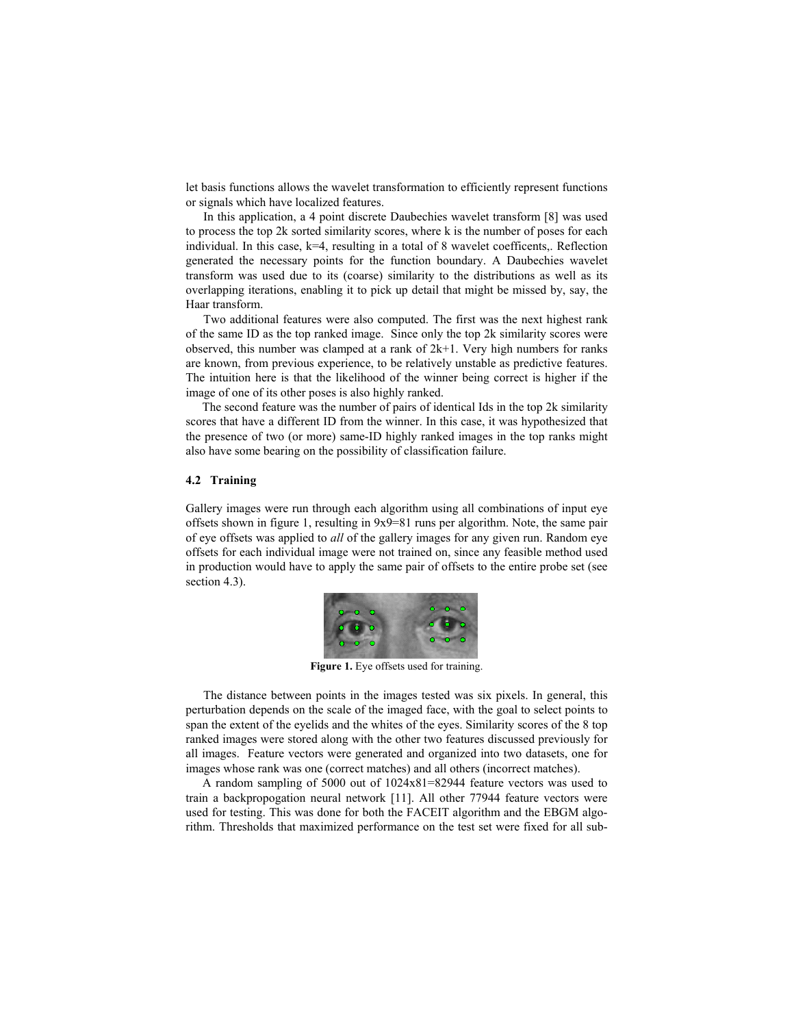let basis functions allows the wavelet transformation to efficiently represent functions or signals which have localized features.

In this application, a 4 point discrete Daubechies wavelet transform [8] was used to process the top 2k sorted similarity scores, where k is the number of poses for each individual. In this case, k=4, resulting in a total of 8 wavelet coefficents,. Reflection generated the necessary points for the function boundary. A Daubechies wavelet transform was used due to its (coarse) similarity to the distributions as well as its overlapping iterations, enabling it to pick up detail that might be missed by, say, the Haar transform.

Two additional features were also computed. The first was the next highest rank of the same ID as the top ranked image. Since only the top 2k similarity scores were observed, this number was clamped at a rank of 2k+1. Very high numbers for ranks are known, from previous experience, to be relatively unstable as predictive features. The intuition here is that the likelihood of the winner being correct is higher if the image of one of its other poses is also highly ranked.

The second feature was the number of pairs of identical Ids in the top 2k similarity scores that have a different ID from the winner. In this case, it was hypothesized that the presence of two (or more) same-ID highly ranked images in the top ranks might also have some bearing on the possibility of classification failure.

### 4.2 Training

Gallery images were run through each algorithm using all combinations of input eye offsets shown in figure 1, resulting in 9x9=81 runs per algorithm. Note, the same pair of eye offsets was applied to *all* of the gallery images for any given run. Random eye offsets for each individual image were not trained on, since any feasible method used in production would have to apply the same pair of offsets to the entire probe set (see section 4.3).

**Figure 1.** Eye offsets used for training.

The distance between points in the images tested was six pixels. In general, this perturbation depends on the scale of the imaged face, with the goal to select points to span the extent of the eyelids and the whites of the eyes. Similarity scores of the 8 top ranked images were stored along with the other two features discussed previously for all images. Feature vectors were generated and organized into two datasets, one for images whose rank was one (correct matches) and all others (incorrect matches).

A random sampling of 5000 out of 1024x81=82944 feature vectors was used to train a backpropogation neural network [11]. All other 77944 feature vectors were used for testing. This was done for both the FACEIT algorithm and the EBGM algorithm. Thresholds that maximized performance on the test set were fixed for all sub-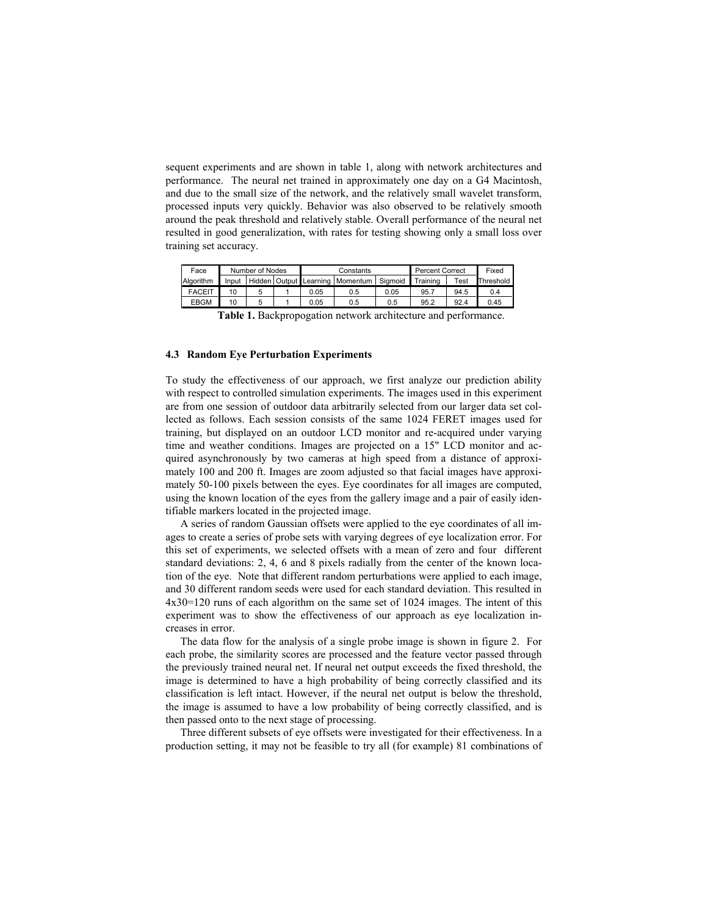sequent experiments and are shown in table 1, along with network architectures and performance. The neural net trained in approximately one day on a G4 Macintosh, and due to the small size of the network, and the relatively small wavelet transform, processed inputs very quickly. Behavior was also observed to be relatively smooth around the peak threshold and relatively stable. Overall performance of the neural net resulted in good generalization, with rates for testing showing only a small loss over training set accuracy.

| Face | Number of Nodes | | | Constants | | | Percent Correct | | Fixed |
|---|---|---|---|---|---|---|---|---|---|
| Algorithm | Input | Hidden | Output | Learning | Momentum | Sigmoid | Training | Test | Threshold |
| FACEIT | 10 | 5 | 1 | 0.05 | 0.5 | 0.05 | 95.7 | 94.5 | 0.4 |
| EBGM | 10 | 5 | 1 | 0.05 | 0.5 | 0.5 | 95.2 | 92.4 | 0.45 |

**Table 1.** Backpropogation network architecture and performance.

### 4.3 Random Eye Perturbation Experiments

To study the effectiveness of our approach, we first analyze our prediction ability with respect to controlled simulation experiments. The images used in this experiment are from one session of outdoor data arbitrarily selected from our larger data set collected as follows. Each session consists of the same 1024 FERET images used for training, but displayed on an outdoor LCD monitor and re-acquired under varying time and weather conditions. Images are projected on a 15" LCD monitor and acquired asynchronously by two cameras at high speed from a distance of approximately 100 and 200 ft. Images are zoom adjusted so that facial images have approximately 50-100 pixels between the eyes. Eye coordinates for all images are computed, using the known location of the eyes from the gallery image and a pair of easily identifiable markers located in the projected image.

A series of random Gaussian offsets were applied to the eye coordinates of all images to create a series of probe sets with varying degrees of eye localization error. For this set of experiments, we selected offsets with a mean of zero and four different standard deviations: 2, 4, 6 and 8 pixels radially from the center of the known location of the eye. Note that different random perturbations were applied to each image, and 30 different random seeds were used for each standard deviation. This resulted in 4x30=120 runs of each algorithm on the same set of 1024 images. The intent of this experiment was to show the effectiveness of our approach as eye localization increases in error.

The data flow for the analysis of a single probe image is shown in figure 2. For each probe, the similarity scores are processed and the feature vector passed through the previously trained neural net. If neural net output exceeds the fixed threshold, the image is determined to have a high probability of being correctly classified and its classification is left intact. However, if the neural net output is below the threshold, the image is assumed to have a low probability of being correctly classified, and is then passed onto to the next stage of processing.

Three different subsets of eye offsets were investigated for their effectiveness. In a production setting, it may not be feasible to try all (for example) 81 combinations of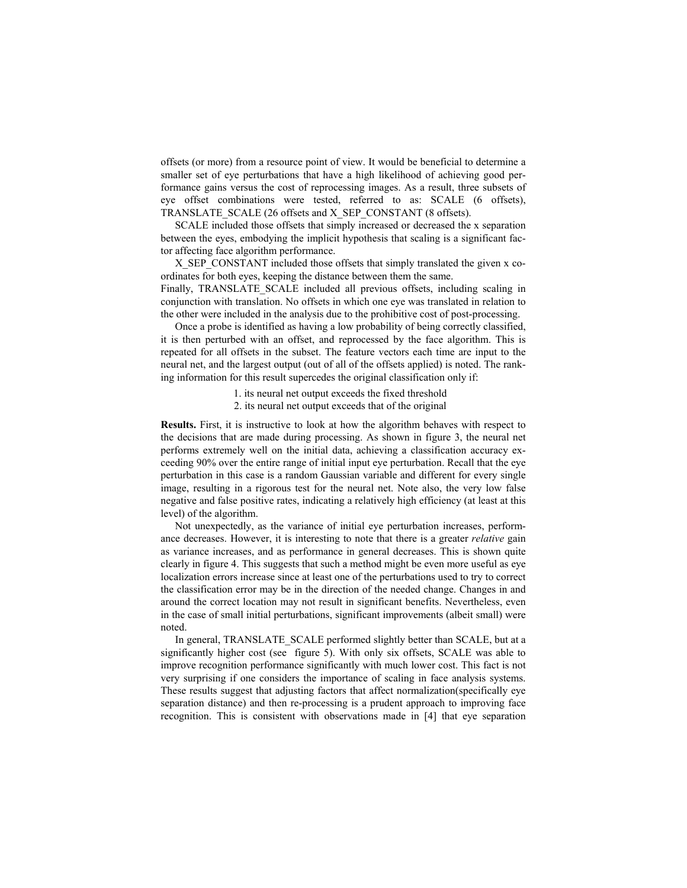offsets (or more) from a resource point of view. It would be beneficial to determine a smaller set of eye perturbations that have a high likelihood of achieving good performance gains versus the cost of reprocessing images. As a result, three subsets of eye offset combinations were tested, referred to as: SCALE (6 offsets), TRANSLATE_SCALE (26 offsets and X_SEP_CONSTANT (8 offsets).

SCALE included those offsets that simply increased or decreased the x separation between the eyes, embodying the implicit hypothesis that scaling is a significant factor affecting face algorithm performance.

X_SEP_CONSTANT included those offsets that simply translated the given x coordinates for both eyes, keeping the distance between them the same.

Finally, TRANSLATE_SCALE included all previous offsets, including scaling in conjunction with translation. No offsets in which one eye was translated in relation to the other were included in the analysis due to the prohibitive cost of post-processing.

Once a probe is identified as having a low probability of being correctly classified, it is then perturbed with an offset, and reprocessed by the face algorithm. This is repeated for all offsets in the subset. The feature vectors each time are input to the neural net, and the largest output (out of all of the offsets applied) is noted. The ranking information for this result supercedes the original classification only if:

1. its neural net output exceeds the fixed threshold
2. its neural net output exceeds that of the original

**Results.** First, it is instructive to look at how the algorithm behaves with respect to the decisions that are made during processing. As shown in figure 3, the neural net performs extremely well on the initial data, achieving a classification accuracy exceeding 90% over the entire range of initial input eye perturbation. Recall that the eye perturbation in this case is a random Gaussian variable and different for every single image, resulting in a rigorous test for the neural net. Note also, the very low false negative and false positive rates, indicating a relatively high efficiency (at least at this level) of the algorithm.

Not unexpectedly, as the variance of initial eye perturbation increases, performance decreases. However, it is interesting to note that there is a greater *relative* gain as variance increases, and as performance in general decreases. This is shown quite clearly in figure 4. This suggests that such a method might be even more useful as eye localization errors increase since at least one of the perturbations used to try to correct the classification error may be in the direction of the needed change. Changes in and around the correct location may not result in significant benefits. Nevertheless, even in the case of small initial perturbations, significant improvements (albeit small) were noted.

In general, TRANSLATE_SCALE performed slightly better than SCALE, but at a significantly higher cost (see figure 5). With only six offsets, SCALE was able to improve recognition performance significantly with much lower cost. This fact is not very surprising if one considers the importance of scaling in face analysis systems. These results suggest that adjusting factors that affect normalization(specifically eye separation distance) and then re-processing is a prudent approach to improving face recognition. This is consistent with observations made in [4] that eye separation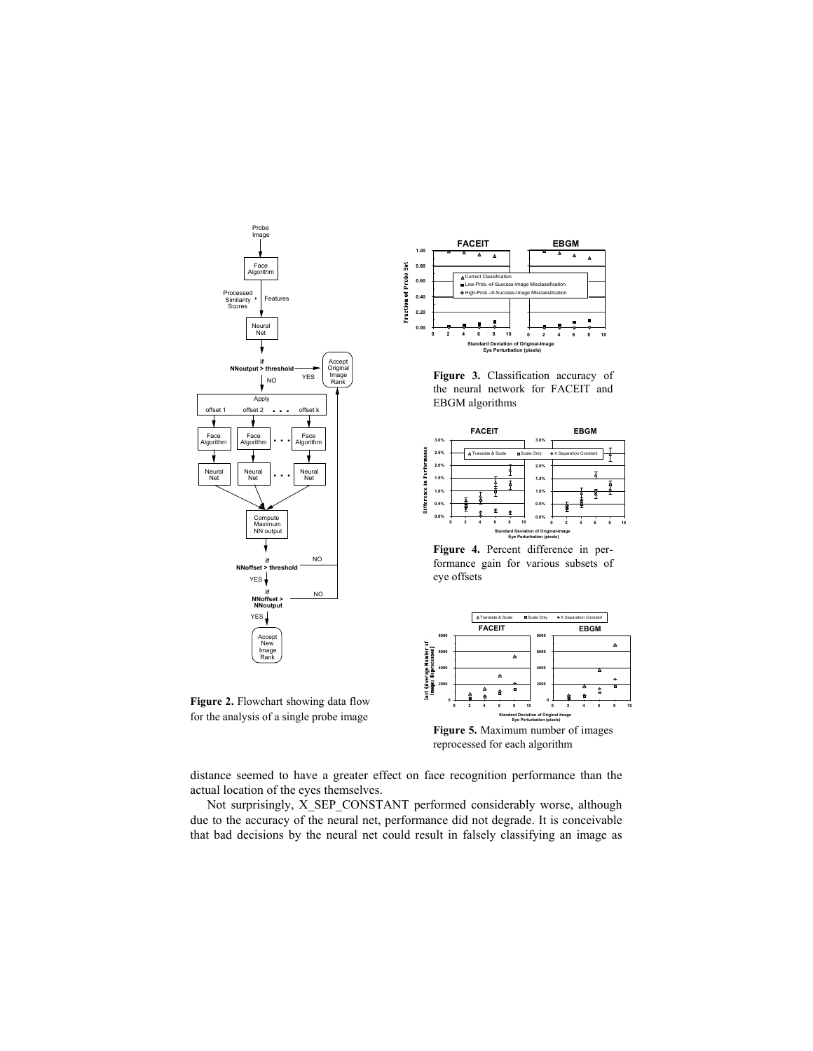Figure 2. Flowchart showing data flow for the analysis of a single probe image

Figure 3. Classification accuracy of the neural network for FACEIT and EBGM algorithms

Figure 4. Percent difference in performance gain for various subsets of eye offsets

Figure 5. Maximum number of images reprocessed for each algorithm

distance seemed to have a greater effect on face recognition performance than the actual location of the eyes themselves.

Not surprisingly, X_SEP_CONSTANT performed considerably worse, although due to the accuracy of the neural net, performance did not degrade. It is conceivable that bad decisions by the neural net could result in falsely classifying an image as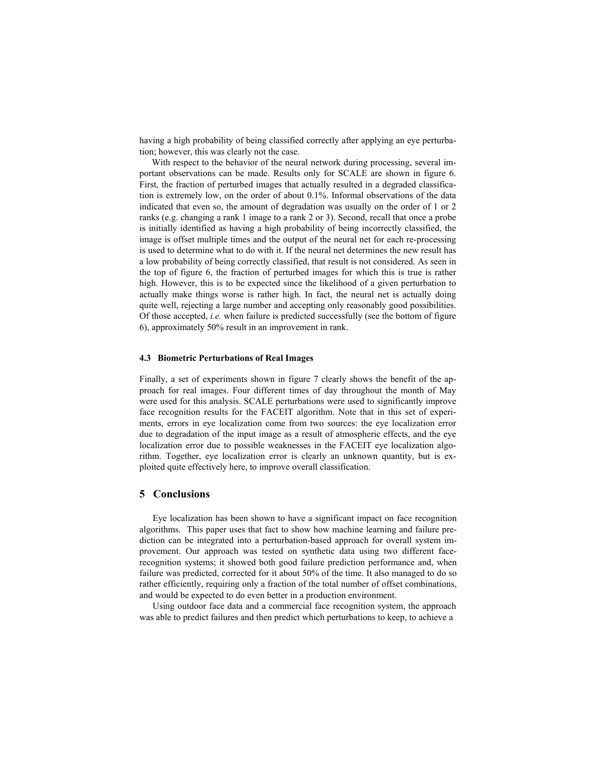having a high probability of being classified correctly after applying an eye perturbation; however, this was clearly not the case.

With respect to the behavior of the neural network during processing, several important observations can be made. Results only for SCALE are shown in figure 6. First, the fraction of perturbed images that actually resulted in a degraded classification is extremely low, on the order of about 0.1%. Informal observations of the data indicated that even so, the amount of degradation was usually on the order of 1 or 2 ranks (e.g. changing a rank 1 image to a rank 2 or 3). Second, recall that once a probe is initially identified as having a high probability of being incorrectly classified, the image is offset multiple times and the output of the neural net for each re-processing is used to determine what to do with it. If the neural net determines the new result has a low probability of being correctly classified, that result is not considered. As seen in the top of figure 6, the fraction of perturbed images for which this is true is rather high. However, this is to be expected since the likelihood of a given perturbation to actually make things worse is rather high. In fact, the neural net is actually doing quite well, rejecting a large number and accepting only reasonably good possibilities. Of those accepted, *i.e.* when failure is predicted successfully (see the bottom of figure 6), approximately 50% result in an improvement in rank.

### 4.3 Biometric Perturbations of Real Images

Finally, a set of experiments shown in figure 7 clearly shows the benefit of the approach for real images. Four different times of day throughout the month of May were used for this analysis. SCALE perturbations were used to significantly improve face recognition results for the FACEIT algorithm. Note that in this set of experiments, errors in eye localization come from two sources: the eye localization error due to degradation of the input image as a result of atmospheric effects, and the eye localization error due to possible weaknesses in the FACEIT eye localization algorithm. Together, eye localization error is clearly an unknown quantity, but is exploited quite effectively here, to improve overall classification.

## 5 Conclusions

Eye localization has been shown to have a significant impact on face recognition algorithms. This paper uses that fact to show how machine learning and failure prediction can be integrated into a perturbation-based approach for overall system improvement. Our approach was tested on synthetic data using two different face-recognition systems; it showed both good failure prediction performance and, when failure was predicted, corrected for it about 50% of the time. It also managed to do so rather efficiently, requiring only a fraction of the total number of offset combinations, and would be expected to do even better in a production environment.

Using outdoor face data and a commercial face recognition system, the approach was able to predict failures and then predict which perturbations to keep, to achieve a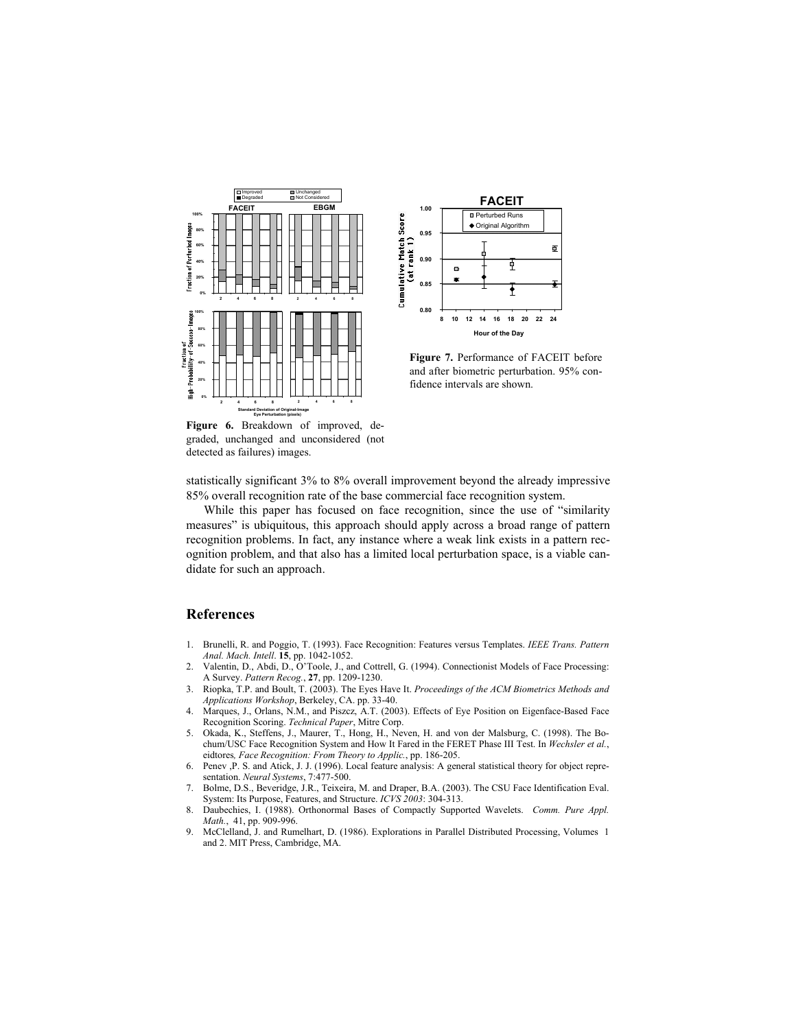Improved
Unchanged
Degraded
Not Considered

FACEIT

EBGM

Fraction of Perturbed Images

100%
80%
60%
40%
20%
0%

2 4 6 8 2 4 6 8

Fraction of High-Probability of Success Images

100%
80%
60%
40%
20%
0%

2 4 6 8 2 4 6 8

Standard Deviation of Original-Image Eye Perturbation (pixels)

**Figure 6.** Breakdown of improved, degraded, unchanged and unconsidered (not detected as failures) images.

FACEIT

Perturbed Runs
Original Algorithm

Cumulative Match Score (at rank 1)

1.00
0.95
0.90
0.85
0.80

8 10 12 14 16 18 20 22 24

Hour of the Day

**Figure 7.** Performance of FACEIT before and after biometric perturbation. 95% confidence intervals are shown.

statistically significant 3% to 8% overall improvement beyond the already impressive 85% overall recognition rate of the base commercial face recognition system.

While this paper has focused on face recognition, since the use of "similarity measures" is ubiquitous, this approach should apply across a broad range of pattern recognition problems. In fact, any instance where a weak link exists in a pattern recognition problem, and that also has a limited local perturbation space, is a viable candidate for such an approach.

## References

1. Brunelli, R. and Poggio, T. (1993). Face Recognition: Features versus Templates. *IEEE Trans. Pattern Anal. Mach. Intell*. **15**, pp. 1042-1052.
2. Valentin, D., Abdi, D., O'Toole, J., and Cottrell, G. (1994). Connectionist Models of Face Processing: A Survey. *Pattern Recog.*, **27**, pp. 1209-1230.
3. Riopka, T.P. and Boult, T. (2003). The Eyes Have It. *Proceedings of the ACM Biometrics Methods and Applications Workshop*, Berkeley, CA. pp. 33-40.
4. Marques, J., Orlans, N.M., and Piszcz, A.T. (2003). Effects of Eye Position on Eigenface-Based Face Recognition Scoring. *Technical Paper*, Mitre Corp.
5. Okada, K., Steffens, J., Maurer, T., Hong, H., Neven, H. and von der Malsburg, C. (1998). The Bochum/USC Face Recognition System and How It Fared in the FERET Phase III Test. In *Wechsler et al.*, eidtores*, Face Recognition: From Theory to Applic.*, pp. 186-205.
6. Penev ,P. S. and Atick, J. J. (1996). Local feature analysis: A general statistical theory for object representation. *Neural Systems*, 7:477-500.
7. Bolme, D.S., Beveridge, J.R., Teixeira, M. and Draper, B.A. (2003). The CSU Face Identification Eval. System: Its Purpose, Features, and Structure. *ICVS 2003*: 304-313.
8. Daubechies, I. (1988). Orthonormal Bases of Compactly Supported Wavelets. *Comm. Pure Appl. Math.*, 41, pp. 909-996.
9. McClelland, J. and Rumelhart, D. (1986). Explorations in Parallel Distributed Processing, Volumes 1 and 2. MIT Press, Cambridge, MA.